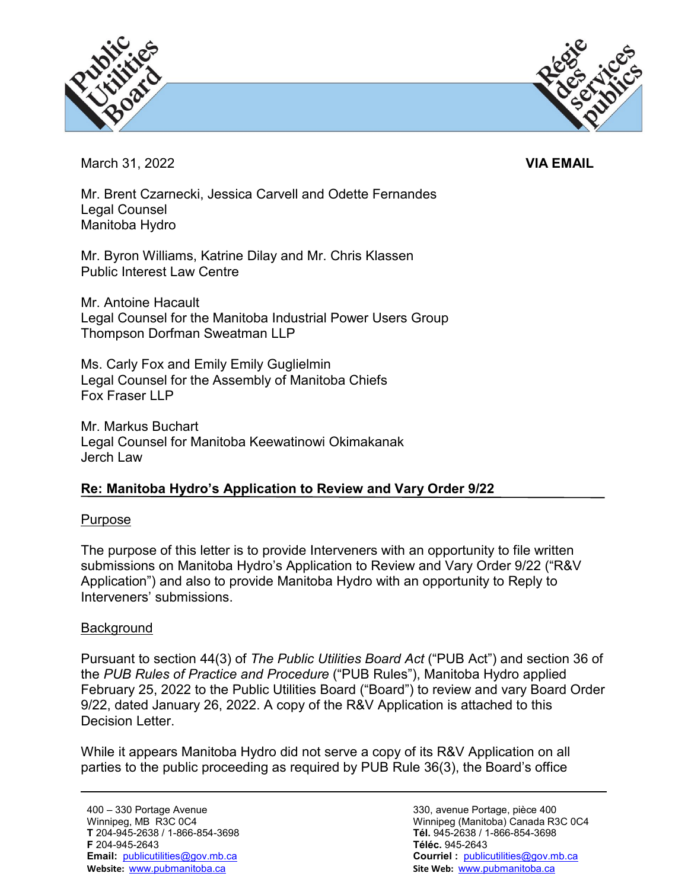March 31, 2022 **VIA EMAIL**

Mr. Brent Czarnecki, Jessica Carvell and Odette Fernandes
Legal Counsel
Manitoba Hydro

Mr. Byron Williams, Katrine Dilay and Mr. Chris Klassen
Public Interest Law Centre

Mr. Antoine Hacault
Legal Counsel for the Manitoba Industrial Power Users Group
Thompson Dorfman Sweatman LLP

Ms. Carly Fox and Emily Emily Guglielmin
Legal Counsel for the Assembly of Manitoba Chiefs
Fox Fraser LLP

Mr. Markus Buchart
Legal Counsel for Manitoba Keewatinowi Okimakanak
Jerch Law

**Re: Manitoba Hydro's Application to Review and Vary Order 9/22**

Purpose

The purpose of this letter is to provide Interveners with an opportunity to file written submissions on Manitoba Hydro's Application to Review and Vary Order 9/22 ("R&V Application") and also to provide Manitoba Hydro with an opportunity to Reply to Interveners' submissions.

Background

Pursuant to section 44(3) of *The Public Utilities Board Act* ("PUB Act") and section 36 of the *PUB Rules of Practice and Procedure* ("PUB Rules"), Manitoba Hydro applied February 25, 2022 to the Public Utilities Board ("Board") to review and vary Board Order 9/22, dated January 26, 2022. A copy of the R&V Application is attached to this Decision Letter.

While it appears Manitoba Hydro did not serve a copy of its R&V Application on all parties to the public proceeding as required by PUB Rule 36(3), the Board's office

400 – 330 Portage Avenue
Winnipeg, MB R3C 0C4
**T** 204-945-2638 / 1-866-854-3698
**F** 204-945-2643
**Email:** publicutilities@gov.mb.ca
**Website:** www.pubmanitoba.ca

330, avenue Portage, pièce 400
Winnipeg (Manitoba) Canada R3C 0C4
**Tél.** 945-2638 / 1-866-854-3698
**Téléc.** 945-2643
**Courriel :** publicutilities@gov.mb.ca
**Site Web:** www.pubmanitoba.ca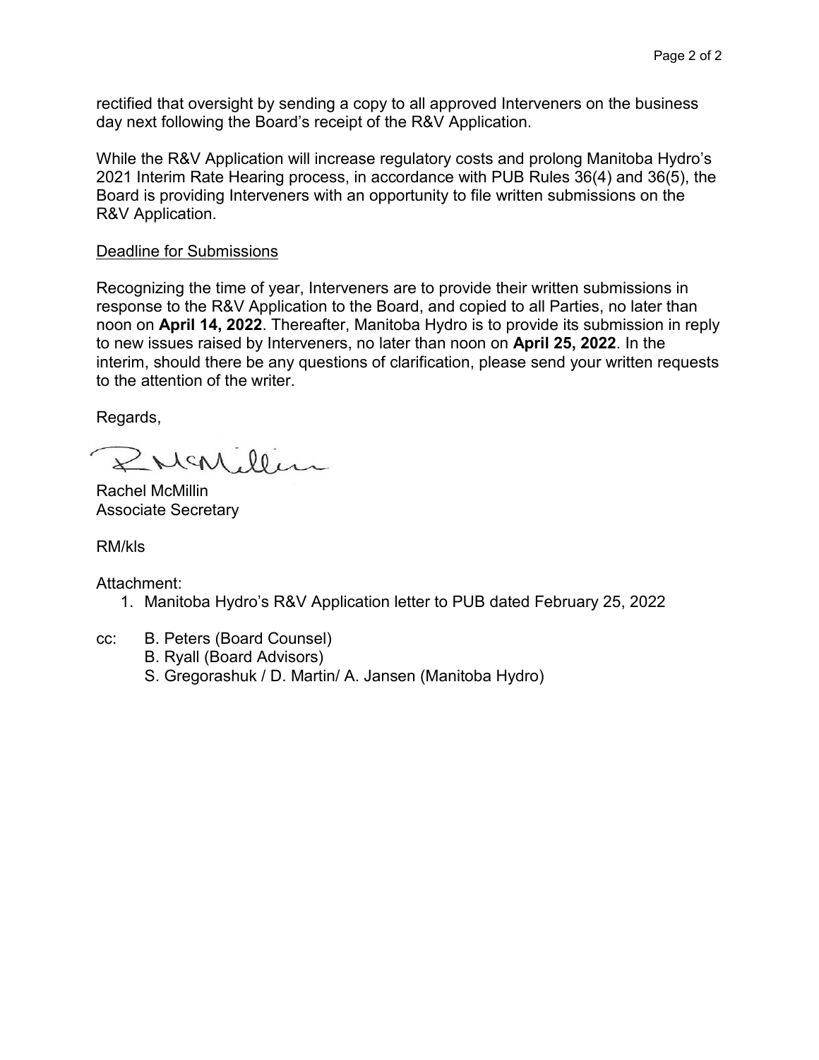rectified that oversight by sending a copy to all approved Interveners on the business day next following the Board's receipt of the R&V Application.

While the R&V Application will increase regulatory costs and prolong Manitoba Hydro's 2021 Interim Rate Hearing process, in accordance with PUB Rules 36(4) and 36(5), the Board is providing Interveners with an opportunity to file written submissions on the R&V Application.

<u>Deadline for Submissions</u>

Recognizing the time of year, Interveners are to provide their written submissions in response to the R&V Application to the Board, and copied to all Parties, no later than noon on **April 14, 2022**. Thereafter, Manitoba Hydro is to provide its submission in reply to new issues raised by Interveners, no later than noon on **April 25, 2022**. In the interim, should there be any questions of clarification, please send your written requests to the attention of the writer.

Regards,

Rachel McMillin
Associate Secretary

RM/kls

Attachment:

1. Manitoba Hydro's R&V Application letter to PUB dated February 25, 2022

cc: B. Peters (Board Counsel)
B. Ryall (Board Advisors)
S. Gregorashuk / D. Martin/ A. Jansen (Manitoba Hydro)